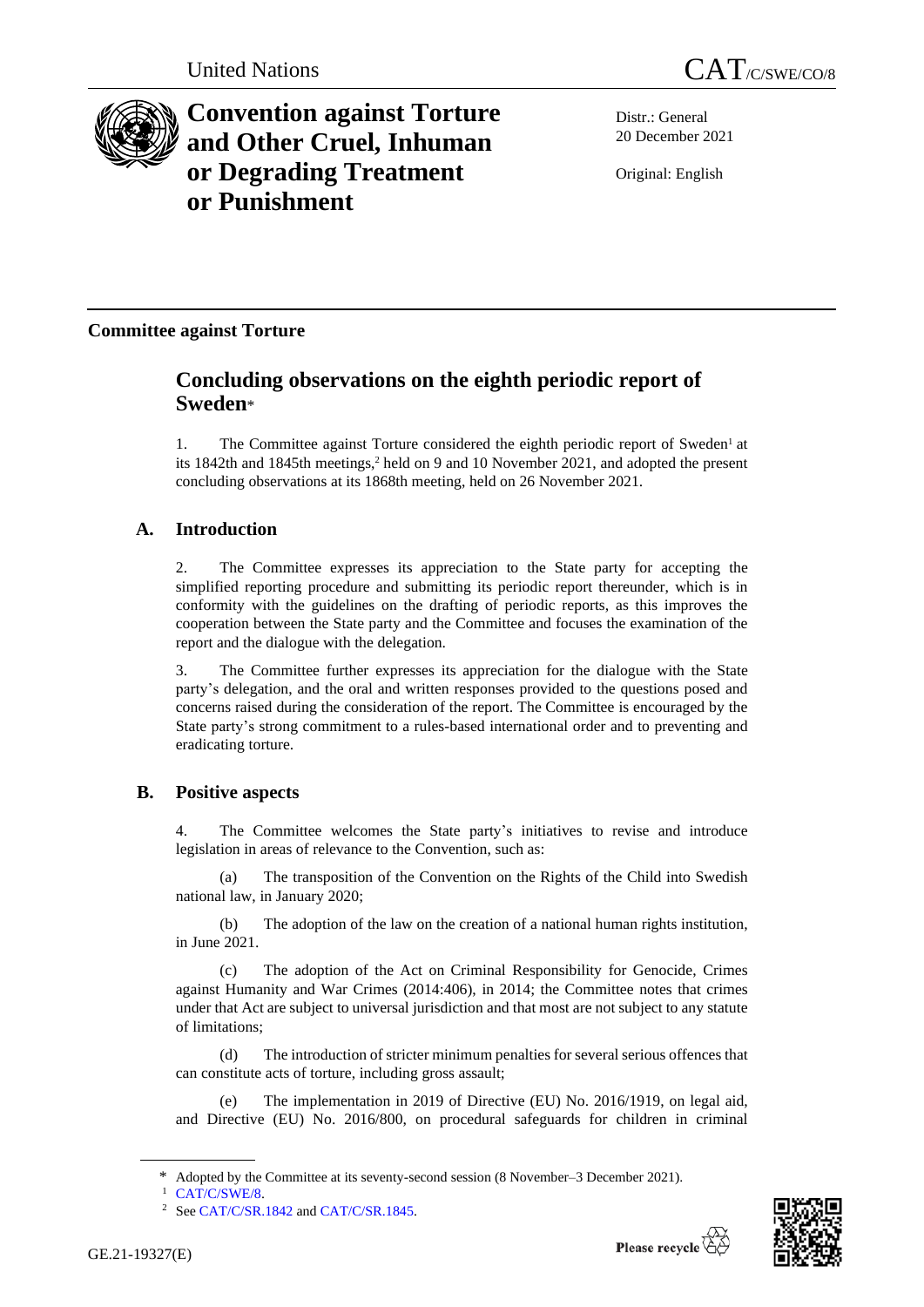United Nations

CAT/C/SWE/CO/8

# Convention against Torture and Other Cruel, Inhuman or Degrading Treatment or Punishment

Distr.: General
20 December 2021

Original: English

**Committee against Torture**

## Concluding observations on the eighth periodic report of Sweden*

1. The Committee against Torture considered the eighth periodic report of Sweden[1] at its 1842th and 1845th meetings,[2] held on 9 and 10 November 2021, and adopted the present concluding observations at its 1868th meeting, held on 26 November 2021.

### A. Introduction

2. The Committee expresses its appreciation to the State party for accepting the simplified reporting procedure and submitting its periodic report thereunder, which is in conformity with the guidelines on the drafting of periodic reports, as this improves the cooperation between the State party and the Committee and focuses the examination of the report and the dialogue with the delegation.

3. The Committee further expresses its appreciation for the dialogue with the State party's delegation, and the oral and written responses provided to the questions posed and concerns raised during the consideration of the report. The Committee is encouraged by the State party's strong commitment to a rules-based international order and to preventing and eradicating torture.

### B. Positive aspects

4. The Committee welcomes the State party's initiatives to revise and introduce legislation in areas of relevance to the Convention, such as:

(a) The transposition of the Convention on the Rights of the Child into Swedish national law, in January 2020;

(b) The adoption of the law on the creation of a national human rights institution, in June 2021.

(c) The adoption of the Act on Criminal Responsibility for Genocide, Crimes against Humanity and War Crimes (2014:406), in 2014; the Committee notes that crimes under that Act are subject to universal jurisdiction and that most are not subject to any statute of limitations;

(d) The introduction of stricter minimum penalties for several serious offences that can constitute acts of torture, including gross assault;

(e) The implementation in 2019 of Directive (EU) No. 2016/1919, on legal aid, and Directive (EU) No. 2016/800, on procedural safeguards for children in criminal

---

\* Adopted by the Committee at its seventy-second session (8 November–3 December 2021).

[1] CAT/C/SWE/8.

[2] See CAT/C/SR.1842 and CAT/C/SR.1845.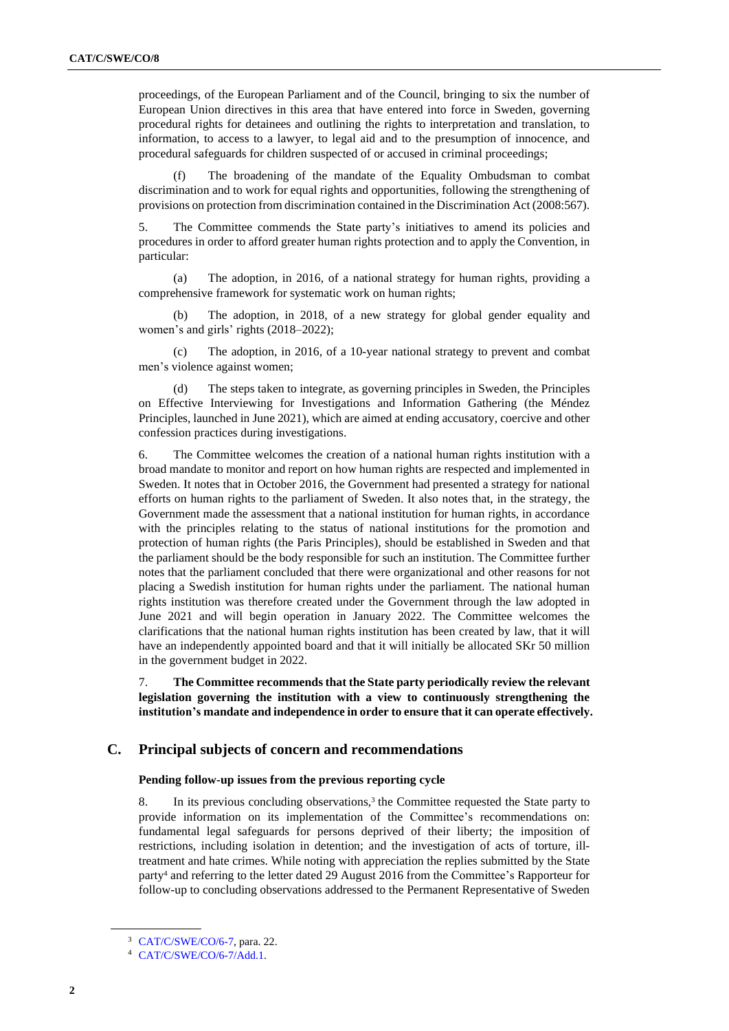proceedings, of the European Parliament and of the Council, bringing to six the number of European Union directives in this area that have entered into force in Sweden, governing procedural rights for detainees and outlining the rights to interpretation and translation, to information, to access to a lawyer, to legal aid and to the presumption of innocence, and procedural safeguards for children suspected of or accused in criminal proceedings;

(f) The broadening of the mandate of the Equality Ombudsman to combat discrimination and to work for equal rights and opportunities, following the strengthening of provisions on protection from discrimination contained in the Discrimination Act (2008:567).

5. The Committee commends the State party's initiatives to amend its policies and procedures in order to afford greater human rights protection and to apply the Convention, in particular:

(a) The adoption, in 2016, of a national strategy for human rights, providing a comprehensive framework for systematic work on human rights;

(b) The adoption, in 2018, of a new strategy for global gender equality and women's and girls' rights (2018–2022);

(c) The adoption, in 2016, of a 10-year national strategy to prevent and combat men's violence against women;

(d) The steps taken to integrate, as governing principles in Sweden, the Principles on Effective Interviewing for Investigations and Information Gathering (the Méndez Principles, launched in June 2021), which are aimed at ending accusatory, coercive and other confession practices during investigations.

6. The Committee welcomes the creation of a national human rights institution with a broad mandate to monitor and report on how human rights are respected and implemented in Sweden. It notes that in October 2016, the Government had presented a strategy for national efforts on human rights to the parliament of Sweden. It also notes that, in the strategy, the Government made the assessment that a national institution for human rights, in accordance with the principles relating to the status of national institutions for the promotion and protection of human rights (the Paris Principles), should be established in Sweden and that the parliament should be the body responsible for such an institution. The Committee further notes that the parliament concluded that there were organizational and other reasons for not placing a Swedish institution for human rights under the parliament. The national human rights institution was therefore created under the Government through the law adopted in June 2021 and will begin operation in January 2022. The Committee welcomes the clarifications that the national human rights institution has been created by law, that it will have an independently appointed board and that it will initially be allocated SKr 50 million in the government budget in 2022.

7. **The Committee recommends that the State party periodically review the relevant legislation governing the institution with a view to continuously strengthening the institution's mandate and independence in order to ensure that it can operate effectively.**

## C. Principal subjects of concern and recommendations

### Pending follow-up issues from the previous reporting cycle

8. In its previous concluding observations,[3] the Committee requested the State party to provide information on its implementation of the Committee's recommendations on: fundamental legal safeguards for persons deprived of their liberty; the imposition of restrictions, including isolation in detention; and the investigation of acts of torture, ill-treatment and hate crimes. While noting with appreciation the replies submitted by the State party[4] and referring to the letter dated 29 August 2016 from the Committee's Rapporteur for follow-up to concluding observations addressed to the Permanent Representative of Sweden

---

[3] CAT/C/SWE/CO/6-7, para. 22.

[4] CAT/C/SWE/CO/6-7/Add.1.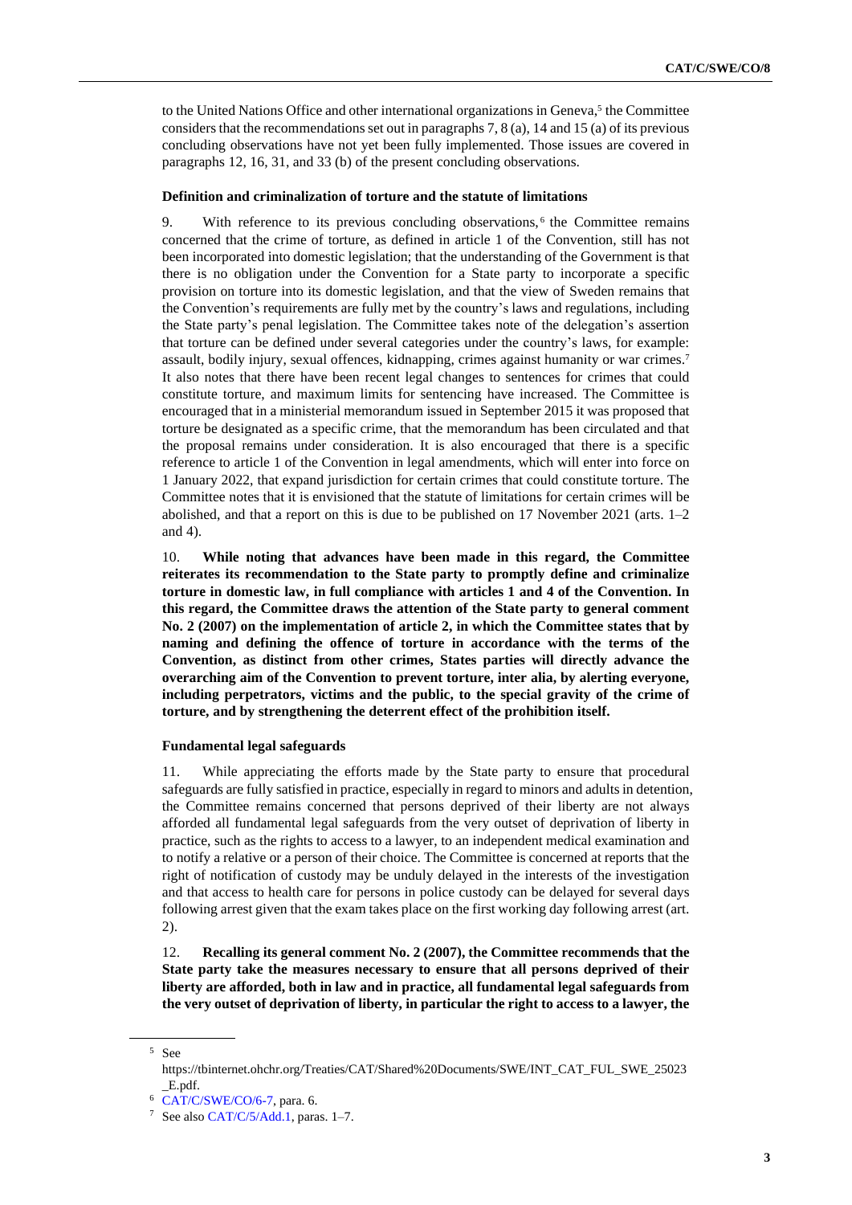to the United Nations Office and other international organizations in Geneva,[5] the Committee considers that the recommendations set out in paragraphs 7, 8 (a), 14 and 15 (a) of its previous concluding observations have not yet been fully implemented. Those issues are covered in paragraphs 12, 16, 31, and 33 (b) of the present concluding observations.

#### Definition and criminalization of torture and the statute of limitations

9. With reference to its previous concluding observations,[6] the Committee remains concerned that the crime of torture, as defined in article 1 of the Convention, still has not been incorporated into domestic legislation; that the understanding of the Government is that there is no obligation under the Convention for a State party to incorporate a specific provision on torture into its domestic legislation, and that the view of Sweden remains that the Convention's requirements are fully met by the country's laws and regulations, including the State party's penal legislation. The Committee takes note of the delegation's assertion that torture can be defined under several categories under the country's laws, for example: assault, bodily injury, sexual offences, kidnapping, crimes against humanity or war crimes.[7] It also notes that there have been recent legal changes to sentences for crimes that could constitute torture, and maximum limits for sentencing have increased. The Committee is encouraged that in a ministerial memorandum issued in September 2015 it was proposed that torture be designated as a specific crime, that the memorandum has been circulated and that the proposal remains under consideration. It is also encouraged that there is a specific reference to article 1 of the Convention in legal amendments, which will enter into force on 1 January 2022, that expand jurisdiction for certain crimes that could constitute torture. The Committee notes that it is envisioned that the statute of limitations for certain crimes will be abolished, and that a report on this is due to be published on 17 November 2021 (arts. 1–2 and 4).

10. **While noting that advances have been made in this regard, the Committee reiterates its recommendation to the State party to promptly define and criminalize torture in domestic law, in full compliance with articles 1 and 4 of the Convention. In this regard, the Committee draws the attention of the State party to general comment No. 2 (2007) on the implementation of article 2, in which the Committee states that by naming and defining the offence of torture in accordance with the terms of the Convention, as distinct from other crimes, States parties will directly advance the overarching aim of the Convention to prevent torture, inter alia, by alerting everyone, including perpetrators, victims and the public, to the special gravity of the crime of torture, and by strengthening the deterrent effect of the prohibition itself.**

#### Fundamental legal safeguards

11. While appreciating the efforts made by the State party to ensure that procedural safeguards are fully satisfied in practice, especially in regard to minors and adults in detention, the Committee remains concerned that persons deprived of their liberty are not always afforded all fundamental legal safeguards from the very outset of deprivation of liberty in practice, such as the rights to access to a lawyer, to an independent medical examination and to notify a relative or a person of their choice. The Committee is concerned at reports that the right of notification of custody may be unduly delayed in the interests of the investigation and that access to health care for persons in police custody can be delayed for several days following arrest given that the exam takes place on the first working day following arrest (art. 2).

12. **Recalling its general comment No. 2 (2007), the Committee recommends that the State party take the measures necessary to ensure that all persons deprived of their liberty are afforded, both in law and in practice, all fundamental legal safeguards from the very outset of deprivation of liberty, in particular the right to access to a lawyer, the**

---

[5] See https://tbinternet.ohchr.org/Treaties/CAT/Shared%20Documents/SWE/INT_CAT_FUL_SWE_25023_E.pdf.

[6] CAT/C/SWE/CO/6-7, para. 6.

[7] See also CAT/C/5/Add.1, paras. 1–7.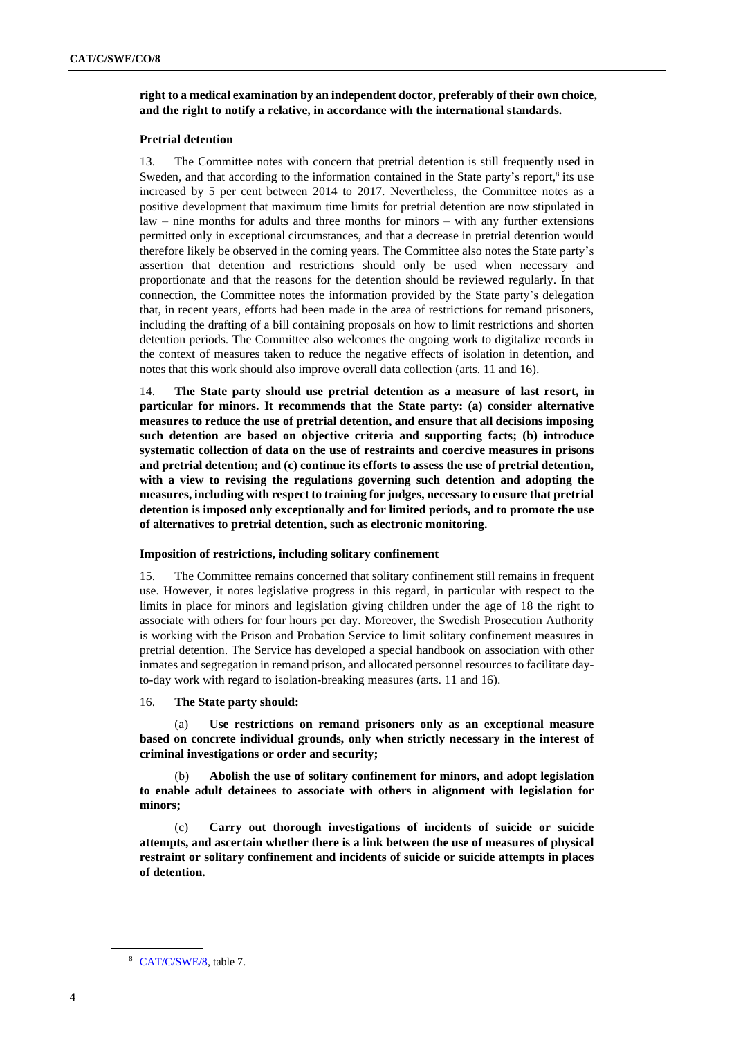**right to a medical examination by an independent doctor, preferably of their own choice, and the right to notify a relative, in accordance with the international standards.**

### Pretrial detention

13. The Committee notes with concern that pretrial detention is still frequently used in Sweden, and that according to the information contained in the State party's report,[8] its use increased by 5 per cent between 2014 to 2017. Nevertheless, the Committee notes as a positive development that maximum time limits for pretrial detention are now stipulated in law – nine months for adults and three months for minors – with any further extensions permitted only in exceptional circumstances, and that a decrease in pretrial detention would therefore likely be observed in the coming years. The Committee also notes the State party's assertion that detention and restrictions should only be used when necessary and proportionate and that the reasons for the detention should be reviewed regularly. In that connection, the Committee notes the information provided by the State party's delegation that, in recent years, efforts had been made in the area of restrictions for remand prisoners, including the drafting of a bill containing proposals on how to limit restrictions and shorten detention periods. The Committee also welcomes the ongoing work to digitalize records in the context of measures taken to reduce the negative effects of isolation in detention, and notes that this work should also improve overall data collection (arts. 11 and 16).

14. **The State party should use pretrial detention as a measure of last resort, in particular for minors. It recommends that the State party: (a) consider alternative measures to reduce the use of pretrial detention, and ensure that all decisions imposing such detention are based on objective criteria and supporting facts; (b) introduce systematic collection of data on the use of restraints and coercive measures in prisons and pretrial detention; and (c) continue its efforts to assess the use of pretrial detention, with a view to revising the regulations governing such detention and adopting the measures, including with respect to training for judges, necessary to ensure that pretrial detention is imposed only exceptionally and for limited periods, and to promote the use of alternatives to pretrial detention, such as electronic monitoring.**

### Imposition of restrictions, including solitary confinement

15. The Committee remains concerned that solitary confinement still remains in frequent use. However, it notes legislative progress in this regard, in particular with respect to the limits in place for minors and legislation giving children under the age of 18 the right to associate with others for four hours per day. Moreover, the Swedish Prosecution Authority is working with the Prison and Probation Service to limit solitary confinement measures in pretrial detention. The Service has developed a special handbook on association with other inmates and segregation in remand prison, and allocated personnel resources to facilitate day-to-day work with regard to isolation-breaking measures (arts. 11 and 16).

16. **The State party should:**

(a) **Use restrictions on remand prisoners only as an exceptional measure based on concrete individual grounds, only when strictly necessary in the interest of criminal investigations or order and security;**

(b) **Abolish the use of solitary confinement for minors, and adopt legislation to enable adult detainees to associate with others in alignment with legislation for minors;**

(c) **Carry out thorough investigations of incidents of suicide or suicide attempts, and ascertain whether there is a link between the use of measures of physical restraint or solitary confinement and incidents of suicide or suicide attempts in places of detention.**

---

[8] CAT/C/SWE/8, table 7.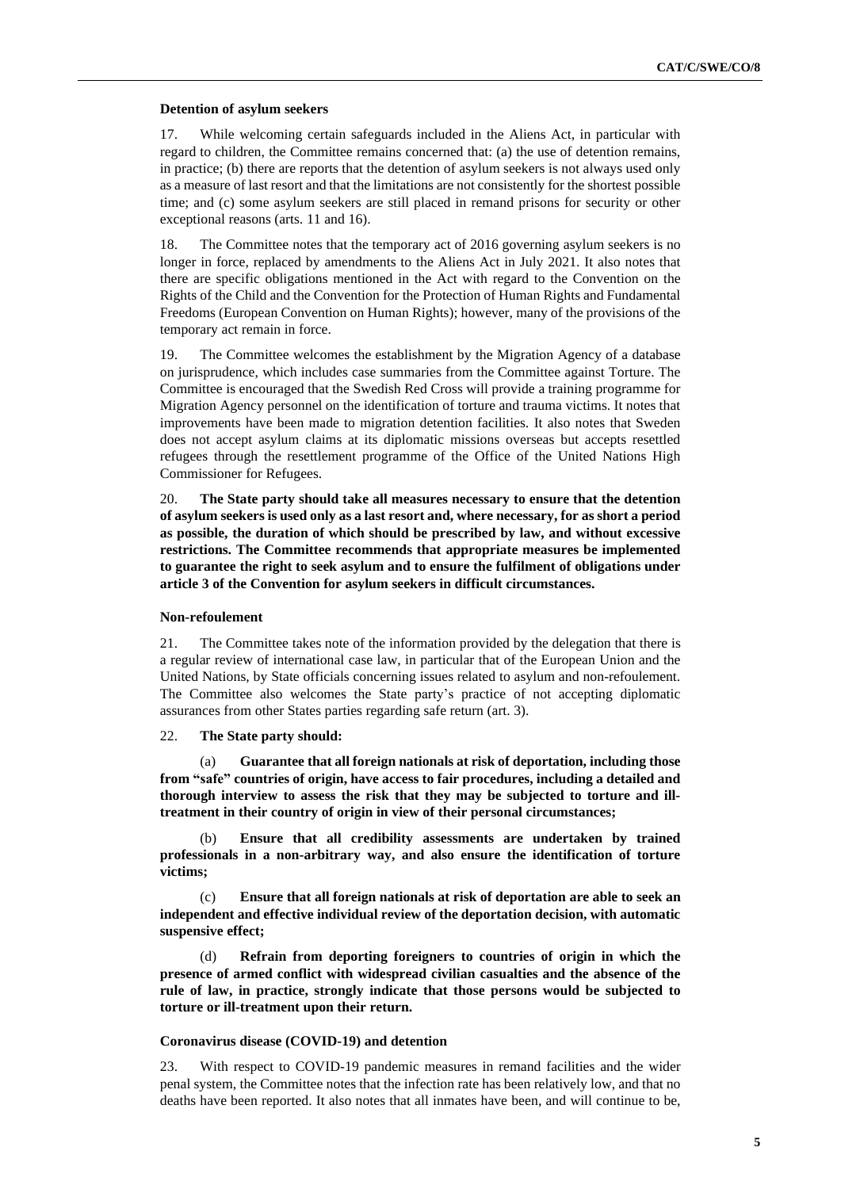**Detention of asylum seekers**

17. While welcoming certain safeguards included in the Aliens Act, in particular with regard to children, the Committee remains concerned that: (a) the use of detention remains, in practice; (b) there are reports that the detention of asylum seekers is not always used only as a measure of last resort and that the limitations are not consistently for the shortest possible time; and (c) some asylum seekers are still placed in remand prisons for security or other exceptional reasons (arts. 11 and 16).

18. The Committee notes that the temporary act of 2016 governing asylum seekers is no longer in force, replaced by amendments to the Aliens Act in July 2021. It also notes that there are specific obligations mentioned in the Act with regard to the Convention on the Rights of the Child and the Convention for the Protection of Human Rights and Fundamental Freedoms (European Convention on Human Rights); however, many of the provisions of the temporary act remain in force.

19. The Committee welcomes the establishment by the Migration Agency of a database on jurisprudence, which includes case summaries from the Committee against Torture. The Committee is encouraged that the Swedish Red Cross will provide a training programme for Migration Agency personnel on the identification of torture and trauma victims. It notes that improvements have been made to migration detention facilities. It also notes that Sweden does not accept asylum claims at its diplomatic missions overseas but accepts resettled refugees through the resettlement programme of the Office of the United Nations High Commissioner for Refugees.

20. **The State party should take all measures necessary to ensure that the detention of asylum seekers is used only as a last resort and, where necessary, for as short a period as possible, the duration of which should be prescribed by law, and without excessive restrictions. The Committee recommends that appropriate measures be implemented to guarantee the right to seek asylum and to ensure the fulfilment of obligations under article 3 of the Convention for asylum seekers in difficult circumstances.**

**Non-refoulement**

21. The Committee takes note of the information provided by the delegation that there is a regular review of international case law, in particular that of the European Union and the United Nations, by State officials concerning issues related to asylum and non-refoulement. The Committee also welcomes the State party's practice of not accepting diplomatic assurances from other States parties regarding safe return (art. 3).

22. **The State party should:**

(a) **Guarantee that all foreign nationals at risk of deportation, including those from "safe" countries of origin, have access to fair procedures, including a detailed and thorough interview to assess the risk that they may be subjected to torture and ill-treatment in their country of origin in view of their personal circumstances;**

(b) **Ensure that all credibility assessments are undertaken by trained professionals in a non-arbitrary way, and also ensure the identification of torture victims;**

(c) **Ensure that all foreign nationals at risk of deportation are able to seek an independent and effective individual review of the deportation decision, with automatic suspensive effect;**

(d) **Refrain from deporting foreigners to countries of origin in which the presence of armed conflict with widespread civilian casualties and the absence of the rule of law, in practice, strongly indicate that those persons would be subjected to torture or ill-treatment upon their return.**

**Coronavirus disease (COVID-19) and detention**

23. With respect to COVID-19 pandemic measures in remand facilities and the wider penal system, the Committee notes that the infection rate has been relatively low, and that no deaths have been reported. It also notes that all inmates have been, and will continue to be,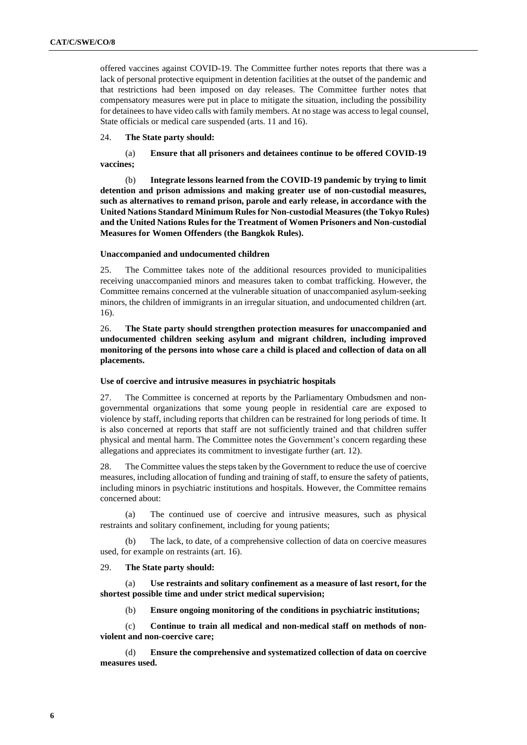offered vaccines against COVID-19. The Committee further notes reports that there was a lack of personal protective equipment in detention facilities at the outset of the pandemic and that restrictions had been imposed on day releases. The Committee further notes that compensatory measures were put in place to mitigate the situation, including the possibility for detainees to have video calls with family members. At no stage was access to legal counsel, State officials or medical care suspended (arts. 11 and 16).

24. **The State party should:**

(a) **Ensure that all prisoners and detainees continue to be offered COVID-19 vaccines;**

(b) **Integrate lessons learned from the COVID-19 pandemic by trying to limit detention and prison admissions and making greater use of non-custodial measures, such as alternatives to remand prison, parole and early release, in accordance with the United Nations Standard Minimum Rules for Non-custodial Measures (the Tokyo Rules) and the United Nations Rules for the Treatment of Women Prisoners and Non-custodial Measures for Women Offenders (the Bangkok Rules).**

### Unaccompanied and undocumented children

25. The Committee takes note of the additional resources provided to municipalities receiving unaccompanied minors and measures taken to combat trafficking. However, the Committee remains concerned at the vulnerable situation of unaccompanied asylum-seeking minors, the children of immigrants in an irregular situation, and undocumented children (art. 16).

26. **The State party should strengthen protection measures for unaccompanied and undocumented children seeking asylum and migrant children, including improved monitoring of the persons into whose care a child is placed and collection of data on all placements.**

### Use of coercive and intrusive measures in psychiatric hospitals

27. The Committee is concerned at reports by the Parliamentary Ombudsmen and non-governmental organizations that some young people in residential care are exposed to violence by staff, including reports that children can be restrained for long periods of time. It is also concerned at reports that staff are not sufficiently trained and that children suffer physical and mental harm. The Committee notes the Government's concern regarding these allegations and appreciates its commitment to investigate further (art. 12).

28. The Committee values the steps taken by the Government to reduce the use of coercive measures, including allocation of funding and training of staff, to ensure the safety of patients, including minors in psychiatric institutions and hospitals. However, the Committee remains concerned about:

(a) The continued use of coercive and intrusive measures, such as physical restraints and solitary confinement, including for young patients;

(b) The lack, to date, of a comprehensive collection of data on coercive measures used, for example on restraints (art. 16).

29. **The State party should:**

(a) **Use restraints and solitary confinement as a measure of last resort, for the shortest possible time and under strict medical supervision;**

(b) **Ensure ongoing monitoring of the conditions in psychiatric institutions;**

(c) **Continue to train all medical and non-medical staff on methods of non-violent and non-coercive care;**

(d) **Ensure the comprehensive and systematized collection of data on coercive measures used.**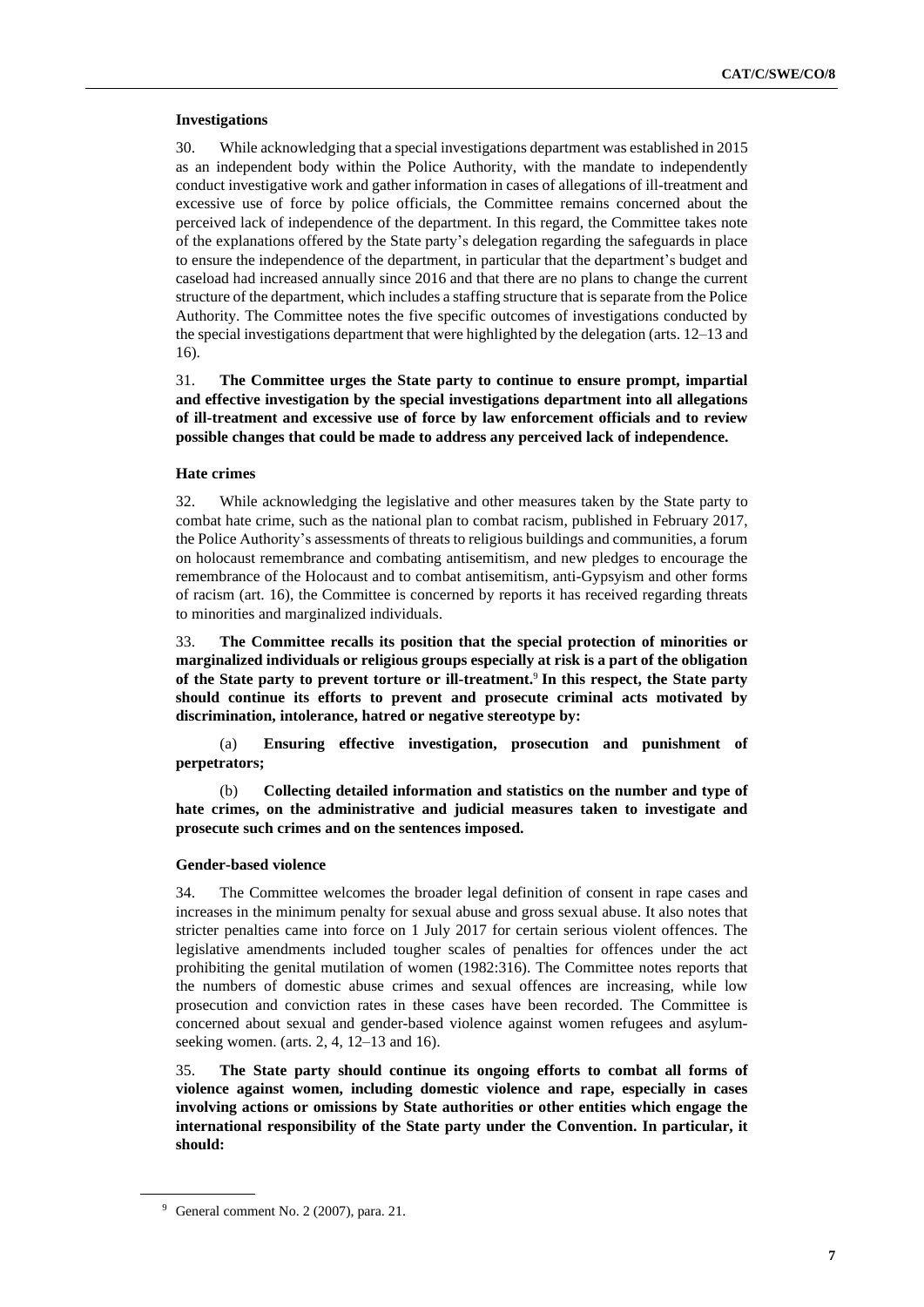### Investigations

30. While acknowledging that a special investigations department was established in 2015 as an independent body within the Police Authority, with the mandate to independently conduct investigative work and gather information in cases of allegations of ill-treatment and excessive use of force by police officials, the Committee remains concerned about the perceived lack of independence of the department. In this regard, the Committee takes note of the explanations offered by the State party's delegation regarding the safeguards in place to ensure the independence of the department, in particular that the department's budget and caseload had increased annually since 2016 and that there are no plans to change the current structure of the department, which includes a staffing structure that is separate from the Police Authority. The Committee notes the five specific outcomes of investigations conducted by the special investigations department that were highlighted by the delegation (arts. 12–13 and 16).

31. **The Committee urges the State party to continue to ensure prompt, impartial and effective investigation by the special investigations department into all allegations of ill-treatment and excessive use of force by law enforcement officials and to review possible changes that could be made to address any perceived lack of independence.**

### Hate crimes

32. While acknowledging the legislative and other measures taken by the State party to combat hate crime, such as the national plan to combat racism, published in February 2017, the Police Authority's assessments of threats to religious buildings and communities, a forum on holocaust remembrance and combating antisemitism, and new pledges to encourage the remembrance of the Holocaust and to combat antisemitism, anti-Gypsyism and other forms of racism (art. 16), the Committee is concerned by reports it has received regarding threats to minorities and marginalized individuals.

33. **The Committee recalls its position that the special protection of minorities or marginalized individuals or religious groups especially at risk is a part of the obligation of the State party to prevent torture or ill-treatment.**[9] **In this respect, the State party should continue its efforts to prevent and prosecute criminal acts motivated by discrimination, intolerance, hatred or negative stereotype by:**

(a) **Ensuring effective investigation, prosecution and punishment of perpetrators;**

(b) **Collecting detailed information and statistics on the number and type of hate crimes, on the administrative and judicial measures taken to investigate and prosecute such crimes and on the sentences imposed.**

### Gender-based violence

34. The Committee welcomes the broader legal definition of consent in rape cases and increases in the minimum penalty for sexual abuse and gross sexual abuse. It also notes that stricter penalties came into force on 1 July 2017 for certain serious violent offences. The legislative amendments included tougher scales of penalties for offences under the act prohibiting the genital mutilation of women (1982:316). The Committee notes reports that the numbers of domestic abuse crimes and sexual offences are increasing, while low prosecution and conviction rates in these cases have been recorded. The Committee is concerned about sexual and gender-based violence against women refugees and asylum-seeking women. (arts. 2, 4, 12–13 and 16).

35. **The State party should continue its ongoing efforts to combat all forms of violence against women, including domestic violence and rape, especially in cases involving actions or omissions by State authorities or other entities which engage the international responsibility of the State party under the Convention. In particular, it should:**

---

[9] General comment No. 2 (2007), para. 21.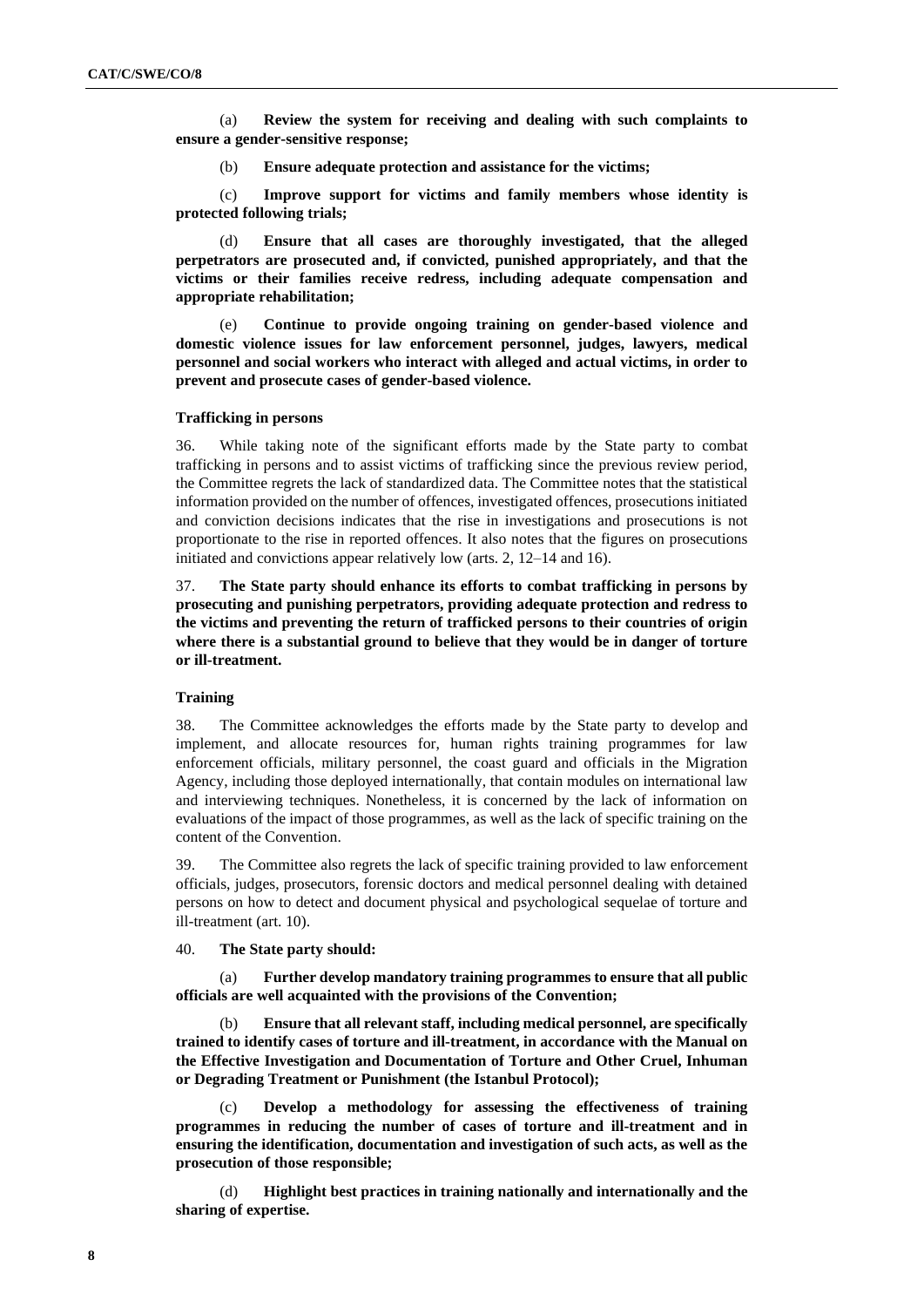(a) **Review the system for receiving and dealing with such complaints to ensure a gender-sensitive response;**

(b) **Ensure adequate protection and assistance for the victims;**

(c) **Improve support for victims and family members whose identity is protected following trials;**

(d) **Ensure that all cases are thoroughly investigated, that the alleged perpetrators are prosecuted and, if convicted, punished appropriately, and that the victims or their families receive redress, including adequate compensation and appropriate rehabilitation;**

(e) **Continue to provide ongoing training on gender-based violence and domestic violence issues for law enforcement personnel, judges, lawyers, medical personnel and social workers who interact with alleged and actual victims, in order to prevent and prosecute cases of gender-based violence.**

#### Trafficking in persons

36. While taking note of the significant efforts made by the State party to combat trafficking in persons and to assist victims of trafficking since the previous review period, the Committee regrets the lack of standardized data. The Committee notes that the statistical information provided on the number of offences, investigated offences, prosecutions initiated and conviction decisions indicates that the rise in investigations and prosecutions is not proportionate to the rise in reported offences. It also notes that the figures on prosecutions initiated and convictions appear relatively low (arts. 2, 12–14 and 16).

37. **The State party should enhance its efforts to combat trafficking in persons by prosecuting and punishing perpetrators, providing adequate protection and redress to the victims and preventing the return of trafficked persons to their countries of origin where there is a substantial ground to believe that they would be in danger of torture or ill-treatment.**

#### Training

38. The Committee acknowledges the efforts made by the State party to develop and implement, and allocate resources for, human rights training programmes for law enforcement officials, military personnel, the coast guard and officials in the Migration Agency, including those deployed internationally, that contain modules on international law and interviewing techniques. Nonetheless, it is concerned by the lack of information on evaluations of the impact of those programmes, as well as the lack of specific training on the content of the Convention.

39. The Committee also regrets the lack of specific training provided to law enforcement officials, judges, prosecutors, forensic doctors and medical personnel dealing with detained persons on how to detect and document physical and psychological sequelae of torture and ill-treatment (art. 10).

40. **The State party should:**

(a) **Further develop mandatory training programmes to ensure that all public officials are well acquainted with the provisions of the Convention;**

(b) **Ensure that all relevant staff, including medical personnel, are specifically trained to identify cases of torture and ill-treatment, in accordance with the Manual on the Effective Investigation and Documentation of Torture and Other Cruel, Inhuman or Degrading Treatment or Punishment (the Istanbul Protocol);**

(c) **Develop a methodology for assessing the effectiveness of training programmes in reducing the number of cases of torture and ill-treatment and in ensuring the identification, documentation and investigation of such acts, as well as the prosecution of those responsible;**

(d) **Highlight best practices in training nationally and internationally and the sharing of expertise.**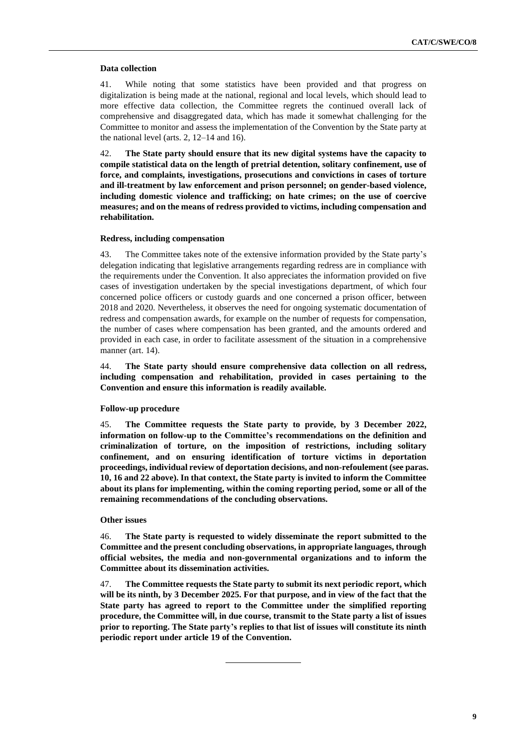### Data collection

41. While noting that some statistics have been provided and that progress on digitalization is being made at the national, regional and local levels, which should lead to more effective data collection, the Committee regrets the continued overall lack of comprehensive and disaggregated data, which has made it somewhat challenging for the Committee to monitor and assess the implementation of the Convention by the State party at the national level (arts. 2, 12–14 and 16).

42. **The State party should ensure that its new digital systems have the capacity to compile statistical data on the length of pretrial detention, solitary confinement, use of force, and complaints, investigations, prosecutions and convictions in cases of torture and ill-treatment by law enforcement and prison personnel; on gender-based violence, including domestic violence and trafficking; on hate crimes; on the use of coercive measures; and on the means of redress provided to victims, including compensation and rehabilitation.**

### Redress, including compensation

43. The Committee takes note of the extensive information provided by the State party's delegation indicating that legislative arrangements regarding redress are in compliance with the requirements under the Convention. It also appreciates the information provided on five cases of investigation undertaken by the special investigations department, of which four concerned police officers or custody guards and one concerned a prison officer, between 2018 and 2020. Nevertheless, it observes the need for ongoing systematic documentation of redress and compensation awards, for example on the number of requests for compensation, the number of cases where compensation has been granted, and the amounts ordered and provided in each case, in order to facilitate assessment of the situation in a comprehensive manner (art. 14).

44. **The State party should ensure comprehensive data collection on all redress, including compensation and rehabilitation, provided in cases pertaining to the Convention and ensure this information is readily available.**

### Follow-up procedure

45. **The Committee requests the State party to provide, by 3 December 2022, information on follow-up to the Committee's recommendations on the definition and criminalization of torture, on the imposition of restrictions, including solitary confinement, and on ensuring identification of torture victims in deportation proceedings, individual review of deportation decisions, and non-refoulement (see paras. 10, 16 and 22 above). In that context, the State party is invited to inform the Committee about its plans for implementing, within the coming reporting period, some or all of the remaining recommendations of the concluding observations.**

### Other issues

46. **The State party is requested to widely disseminate the report submitted to the Committee and the present concluding observations, in appropriate languages, through official websites, the media and non-governmental organizations and to inform the Committee about its dissemination activities.**

47. **The Committee requests the State party to submit its next periodic report, which will be its ninth, by 3 December 2025. For that purpose, and in view of the fact that the State party has agreed to report to the Committee under the simplified reporting procedure, the Committee will, in due course, transmit to the State party a list of issues prior to reporting. The State party's replies to that list of issues will constitute its ninth periodic report under article 19 of the Convention.**